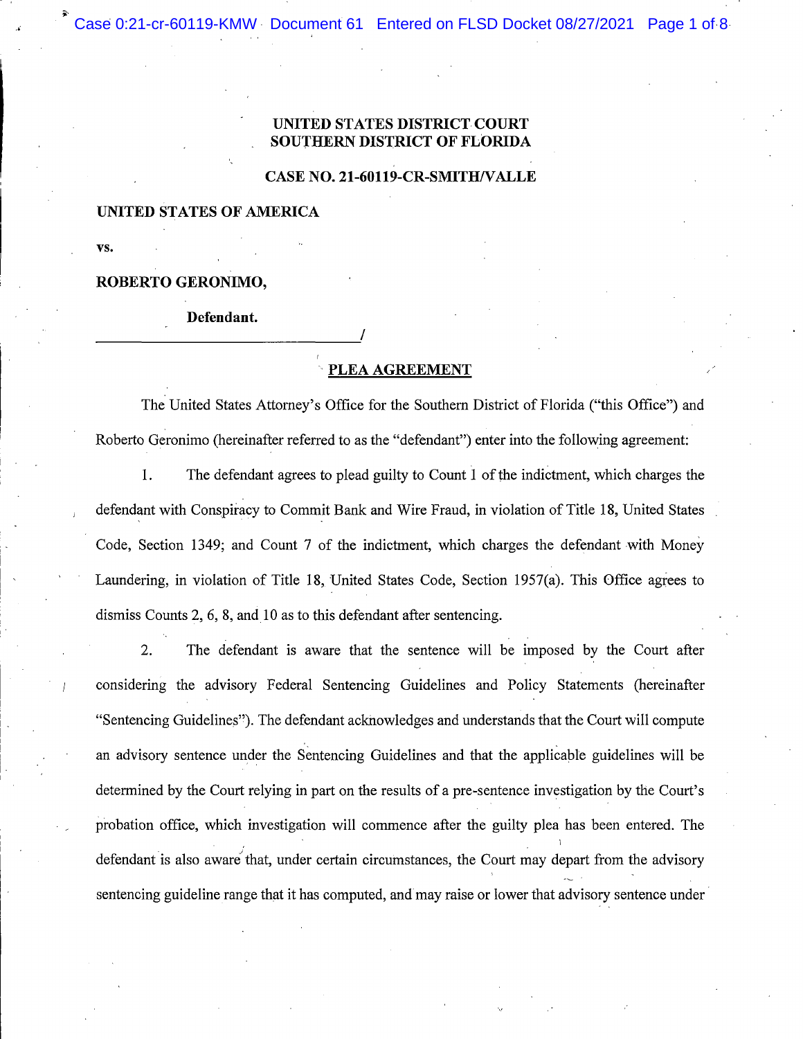**UNITED STATES DISTRICT COURT**
**SOUTHERN DISTRICT OF FLORIDA**

**CASE NO. 21-60119-CR-SMITH/VALLE**

**UNITED STATES OF AMERICA**

**vs.**

**ROBERTO GERONIMO,**

**Defendant.**

______________________________/

**PLEA AGREEMENT**

The United States Attorney's Office for the Southern District of Florida ("this Office") and Roberto Geronimo (hereinafter referred to as the "defendant") enter into the following agreement:

1. The defendant agrees to plead guilty to Count 1 of the indictment, which charges the defendant with Conspiracy to Commit Bank and Wire Fraud, in violation of Title 18, United States Code, Section 1349; and Count 7 of the indictment, which charges the defendant with Money Laundering, in violation of Title 18, United States Code, Section 1957(a). This Office agrees to dismiss Counts 2, 6, 8, and 10 as to this defendant after sentencing.

2. The defendant is aware that the sentence will be imposed by the Court after considering the advisory Federal Sentencing Guidelines and Policy Statements (hereinafter "Sentencing Guidelines"). The defendant acknowledges and understands that the Court will compute an advisory sentence under the Sentencing Guidelines and that the applicable guidelines will be determined by the Court relying in part on the results of a pre-sentence investigation by the Court's probation office, which investigation will commence after the guilty plea has been entered. The defendant is also aware that, under certain circumstances, the Court may depart from the advisory sentencing guideline range that it has computed, and may raise or lower that advisory sentence under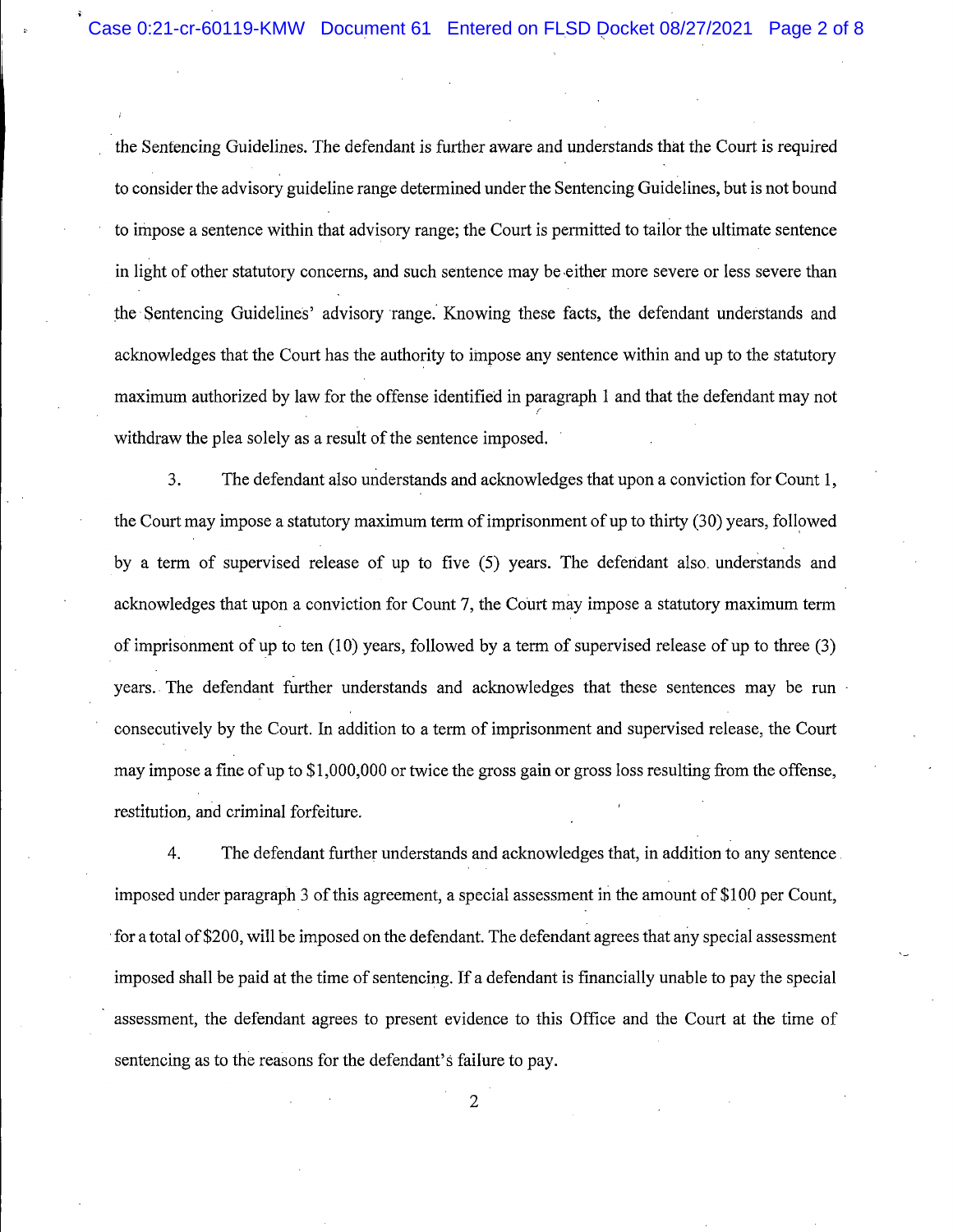the Sentencing Guidelines. The defendant is further aware and understands that the Court is required to consider the advisory guideline range determined under the Sentencing Guidelines, but is not bound to impose a sentence within that advisory range; the Court is permitted to tailor the ultimate sentence in light of other statutory concerns, and such sentence may be either more severe or less severe than the Sentencing Guidelines' advisory range. Knowing these facts, the defendant understands and acknowledges that the Court has the authority to impose any sentence within and up to the statutory maximum authorized by law for the offense identified in paragraph 1 and that the defendant may not withdraw the plea solely as a result of the sentence imposed.

3. The defendant also understands and acknowledges that upon a conviction for Count 1, the Court may impose a statutory maximum term of imprisonment of up to thirty (30) years, followed by a term of supervised release of up to five (5) years. The defendant also understands and acknowledges that upon a conviction for Count 7, the Court may impose a statutory maximum term of imprisonment of up to ten (10) years, followed by a term of supervised release of up to three (3) years. The defendant further understands and acknowledges that these sentences may be run consecutively by the Court. In addition to a term of imprisonment and supervised release, the Court may impose a fine of up to $1,000,000 or twice the gross gain or gross loss resulting from the offense, restitution, and criminal forfeiture.

4. The defendant further understands and acknowledges that, in addition to any sentence imposed under paragraph 3 of this agreement, a special assessment in the amount of $100 per Count, for a total of $200, will be imposed on the defendant. The defendant agrees that any special assessment imposed shall be paid at the time of sentencing. If a defendant is financially unable to pay the special assessment, the defendant agrees to present evidence to this Office and the Court at the time of sentencing as to the reasons for the defendant's failure to pay.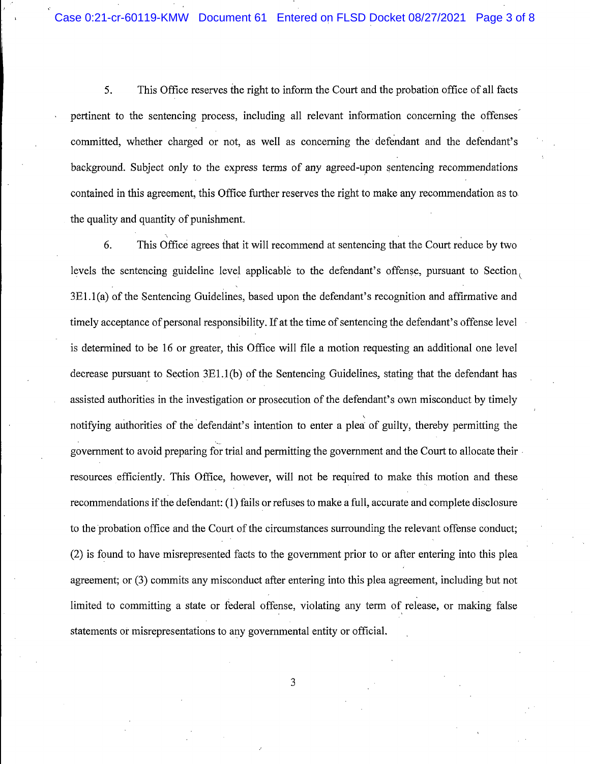5. This Office reserves the right to inform the Court and the probation office of all facts pertinent to the sentencing process, including all relevant information concerning the offenses committed, whether charged or not, as well as concerning the defendant and the defendant's background. Subject only to the express terms of any agreed-upon sentencing recommendations contained in this agreement, this Office further reserves the right to make any recommendation as to the quality and quantity of punishment.

6. This Office agrees that it will recommend at sentencing that the Court reduce by two levels the sentencing guideline level applicable to the defendant's offense, pursuant to Section 3E1.1(a) of the Sentencing Guidelines, based upon the defendant's recognition and affirmative and timely acceptance of personal responsibility. If at the time of sentencing the defendant's offense level is determined to be 16 or greater, this Office will file a motion requesting an additional one level decrease pursuant to Section 3E1.1(b) of the Sentencing Guidelines, stating that the defendant has assisted authorities in the investigation or prosecution of the defendant's own misconduct by timely notifying authorities of the defendant's intention to enter a plea of guilty, thereby permitting the government to avoid preparing for trial and permitting the government and the Court to allocate their resources efficiently. This Office, however, will not be required to make this motion and these recommendations if the defendant: (1) fails or refuses to make a full, accurate and complete disclosure to the probation office and the Court of the circumstances surrounding the relevant offense conduct; (2) is found to have misrepresented facts to the government prior to or after entering into this plea agreement; or (3) commits any misconduct after entering into this plea agreement, including but not limited to committing a state or federal offense, violating any term of release, or making false statements or misrepresentations to any governmental entity or official.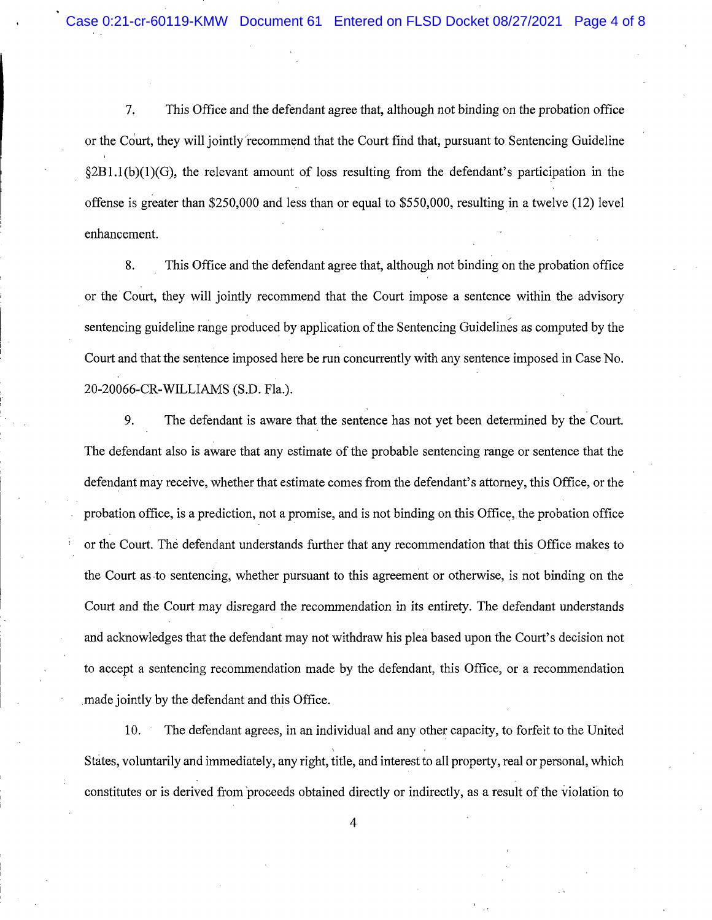7. This Office and the defendant agree that, although not binding on the probation office or the Court, they will jointly recommend that the Court find that, pursuant to Sentencing Guideline §2B1.1(b)(1)(G), the relevant amount of loss resulting from the defendant's participation in the offense is greater than $250,000 and less than or equal to $550,000, resulting in a twelve (12) level enhancement.

8. This Office and the defendant agree that, although not binding on the probation office or the Court, they will jointly recommend that the Court impose a sentence within the advisory sentencing guideline range produced by application of the Sentencing Guidelines as computed by the Court and that the sentence imposed here be run concurrently with any sentence imposed in Case No. 20-20066-CR-WILLIAMS (S.D. Fla.).

9. The defendant is aware that the sentence has not yet been determined by the Court. The defendant also is aware that any estimate of the probable sentencing range or sentence that the defendant may receive, whether that estimate comes from the defendant's attorney, this Office, or the probation office, is a prediction, not a promise, and is not binding on this Office, the probation office or the Court. The defendant understands further that any recommendation that this Office makes to the Court as to sentencing, whether pursuant to this agreement or otherwise, is not binding on the Court and the Court may disregard the recommendation in its entirety. The defendant understands and acknowledges that the defendant may not withdraw his plea based upon the Court's decision not to accept a sentencing recommendation made by the defendant, this Office, or a recommendation made jointly by the defendant and this Office.

10. The defendant agrees, in an individual and any other capacity, to forfeit to the United States, voluntarily and immediately, any right, title, and interest to all property, real or personal, which constitutes or is derived from proceeds obtained directly or indirectly, as a result of the violation to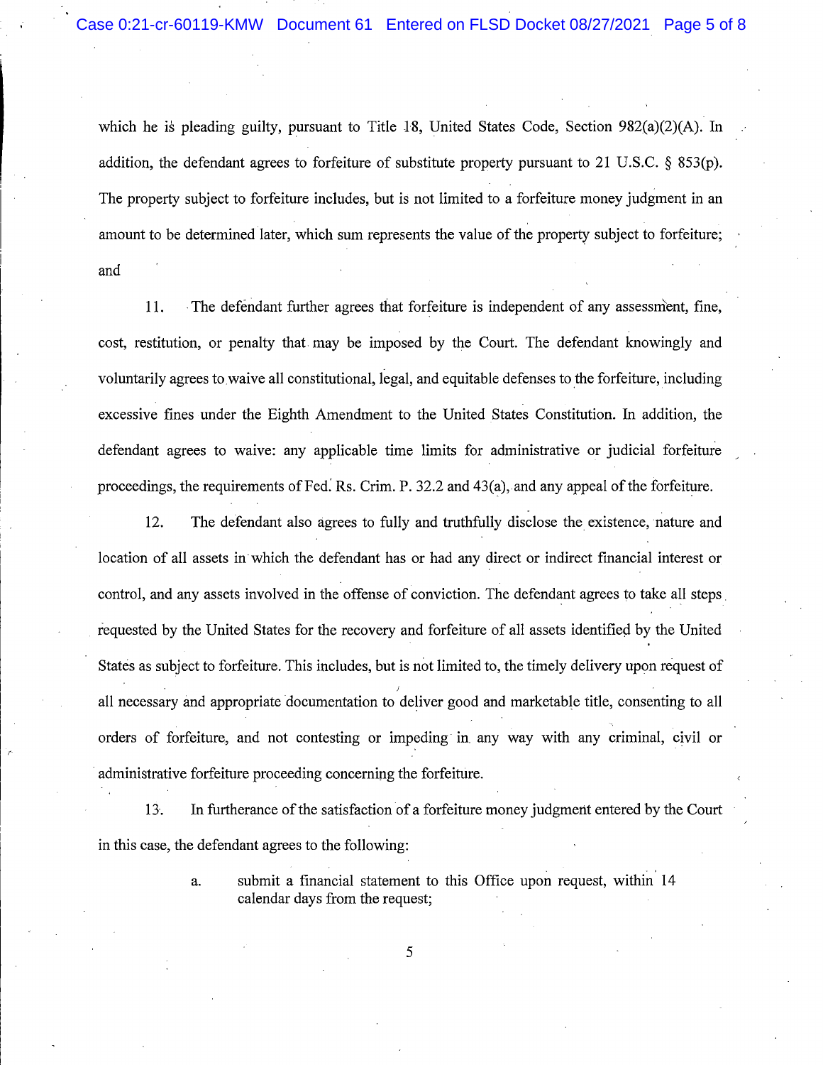which he is pleading guilty, pursuant to Title 18, United States Code, Section 982(a)(2)(A). In addition, the defendant agrees to forfeiture of substitute property pursuant to 21 U.S.C. § 853(p). The property subject to forfeiture includes, but is not limited to a forfeiture money judgment in an amount to be determined later, which sum represents the value of the property subject to forfeiture; and

11. The defendant further agrees that forfeiture is independent of any assessment, fine, cost, restitution, or penalty that may be imposed by the Court. The defendant knowingly and voluntarily agrees to waive all constitutional, legal, and equitable defenses to the forfeiture, including excessive fines under the Eighth Amendment to the United States Constitution. In addition, the defendant agrees to waive: any applicable time limits for administrative or judicial forfeiture proceedings, the requirements of Fed. Rs. Crim. P. 32.2 and 43(a), and any appeal of the forfeiture.

12. The defendant also agrees to fully and truthfully disclose the existence, nature and location of all assets in which the defendant has or had any direct or indirect financial interest or control, and any assets involved in the offense of conviction. The defendant agrees to take all steps requested by the United States for the recovery and forfeiture of all assets identified by the United States as subject to forfeiture. This includes, but is not limited to, the timely delivery upon request of all necessary and appropriate documentation to deliver good and marketable title, consenting to all orders of forfeiture, and not contesting or impeding in any way with any criminal, civil or administrative forfeiture proceeding concerning the forfeiture.

13. In furtherance of the satisfaction of a forfeiture money judgment entered by the Court in this case, the defendant agrees to the following:

a. submit a financial statement to this Office upon request, within 14 calendar days from the request;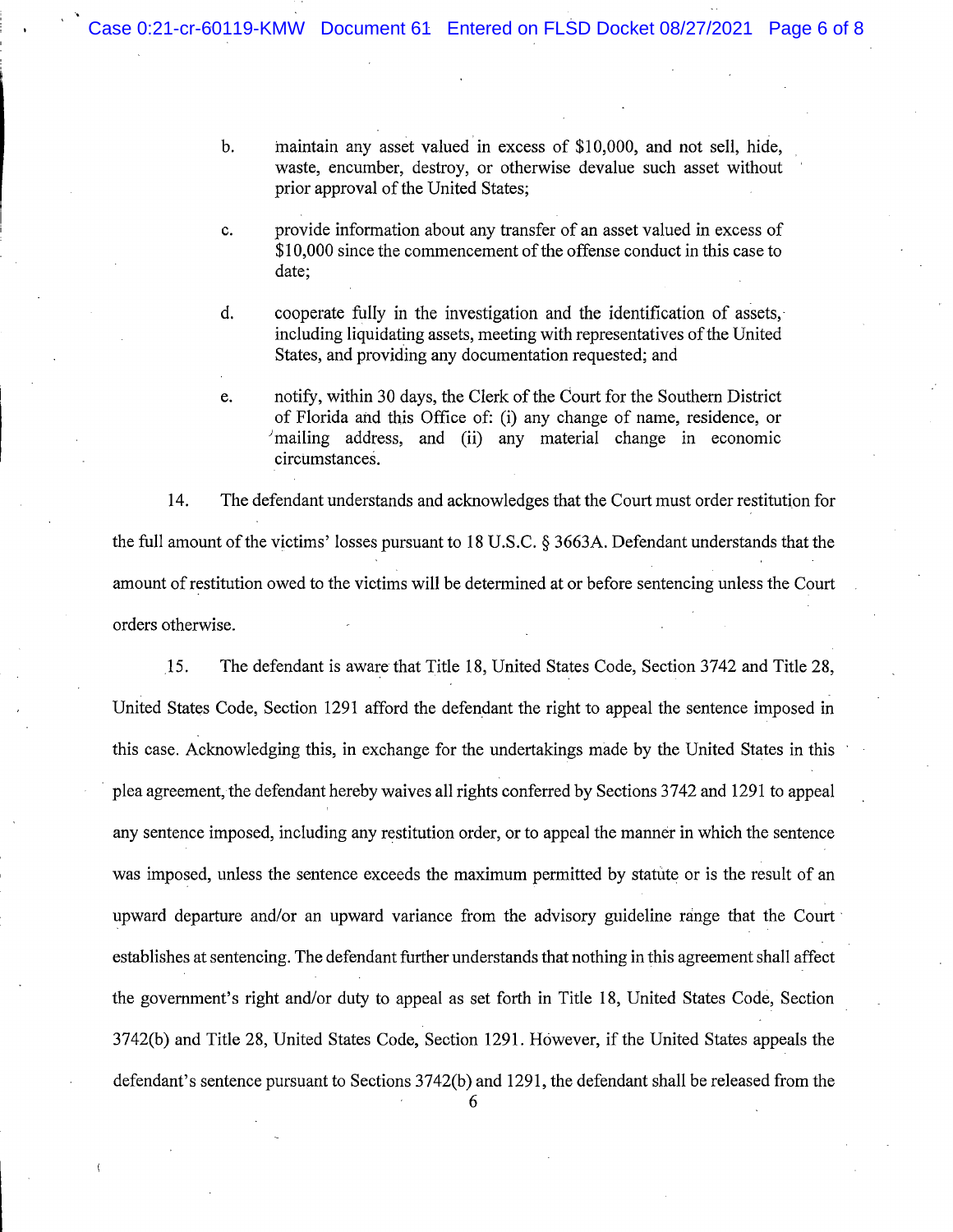b. maintain any asset valued in excess of $10,000, and not sell, hide, waste, encumber, destroy, or otherwise devalue such asset without prior approval of the United States;

c. provide information about any transfer of an asset valued in excess of $10,000 since the commencement of the offense conduct in this case to date;

d. cooperate fully in the investigation and the identification of assets, including liquidating assets, meeting with representatives of the United States, and providing any documentation requested; and

e. notify, within 30 days, the Clerk of the Court for the Southern District of Florida and this Office of: (i) any change of name, residence, or mailing address, and (ii) any material change in economic circumstances.

14. The defendant understands and acknowledges that the Court must order restitution for the full amount of the victims' losses pursuant to 18 U.S.C. § 3663A. Defendant understands that the amount of restitution owed to the victims will be determined at or before sentencing unless the Court orders otherwise.

15. The defendant is aware that Title 18, United States Code, Section 3742 and Title 28, United States Code, Section 1291 afford the defendant the right to appeal the sentence imposed in this case. Acknowledging this, in exchange for the undertakings made by the United States in this plea agreement, the defendant hereby waives all rights conferred by Sections 3742 and 1291 to appeal any sentence imposed, including any restitution order, or to appeal the manner in which the sentence was imposed, unless the sentence exceeds the maximum permitted by statute or is the result of an upward departure and/or an upward variance from the advisory guideline range that the Court establishes at sentencing. The defendant further understands that nothing in this agreement shall affect the government's right and/or duty to appeal as set forth in Title 18, United States Code, Section 3742(b) and Title 28, United States Code, Section 1291. However, if the United States appeals the defendant's sentence pursuant to Sections 3742(b) and 1291, the defendant shall be released from the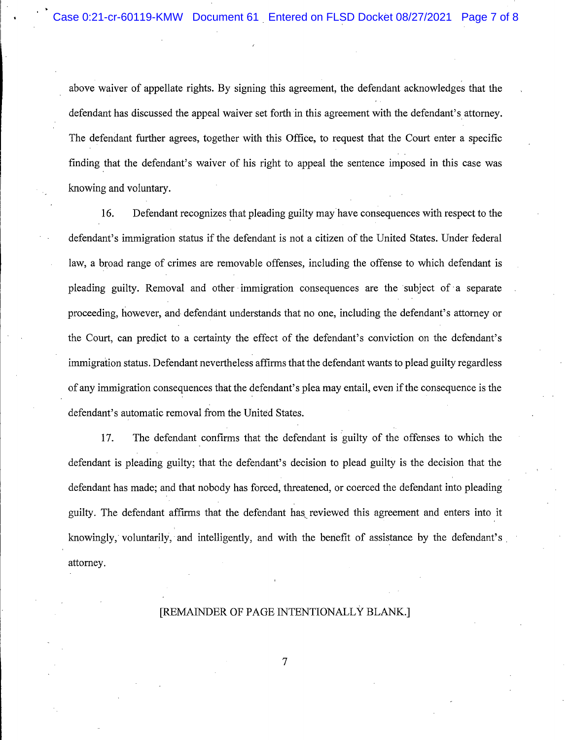above waiver of appellate rights. By signing this agreement, the defendant acknowledges that the defendant has discussed the appeal waiver set forth in this agreement with the defendant's attorney. The defendant further agrees, together with this Office, to request that the Court enter a specific finding that the defendant's waiver of his right to appeal the sentence imposed in this case was knowing and voluntary.

16. Defendant recognizes that pleading guilty may have consequences with respect to the defendant's immigration status if the defendant is not a citizen of the United States. Under federal law, a broad range of crimes are removable offenses, including the offense to which defendant is pleading guilty. Removal and other immigration consequences are the subject of a separate proceeding, however, and defendant understands that no one, including the defendant's attorney or the Court, can predict to a certainty the effect of the defendant's conviction on the defendant's immigration status. Defendant nevertheless affirms that the defendant wants to plead guilty regardless of any immigration consequences that the defendant's plea may entail, even if the consequence is the defendant's automatic removal from the United States.

17. The defendant confirms that the defendant is guilty of the offenses to which the defendant is pleading guilty; that the defendant's decision to plead guilty is the decision that the defendant has made; and that nobody has forced, threatened, or coerced the defendant into pleading guilty. The defendant affirms that the defendant has reviewed this agreement and enters into it knowingly, voluntarily, and intelligently, and with the benefit of assistance by the defendant's attorney.

[REMAINDER OF PAGE INTENTIONALLY BLANK.]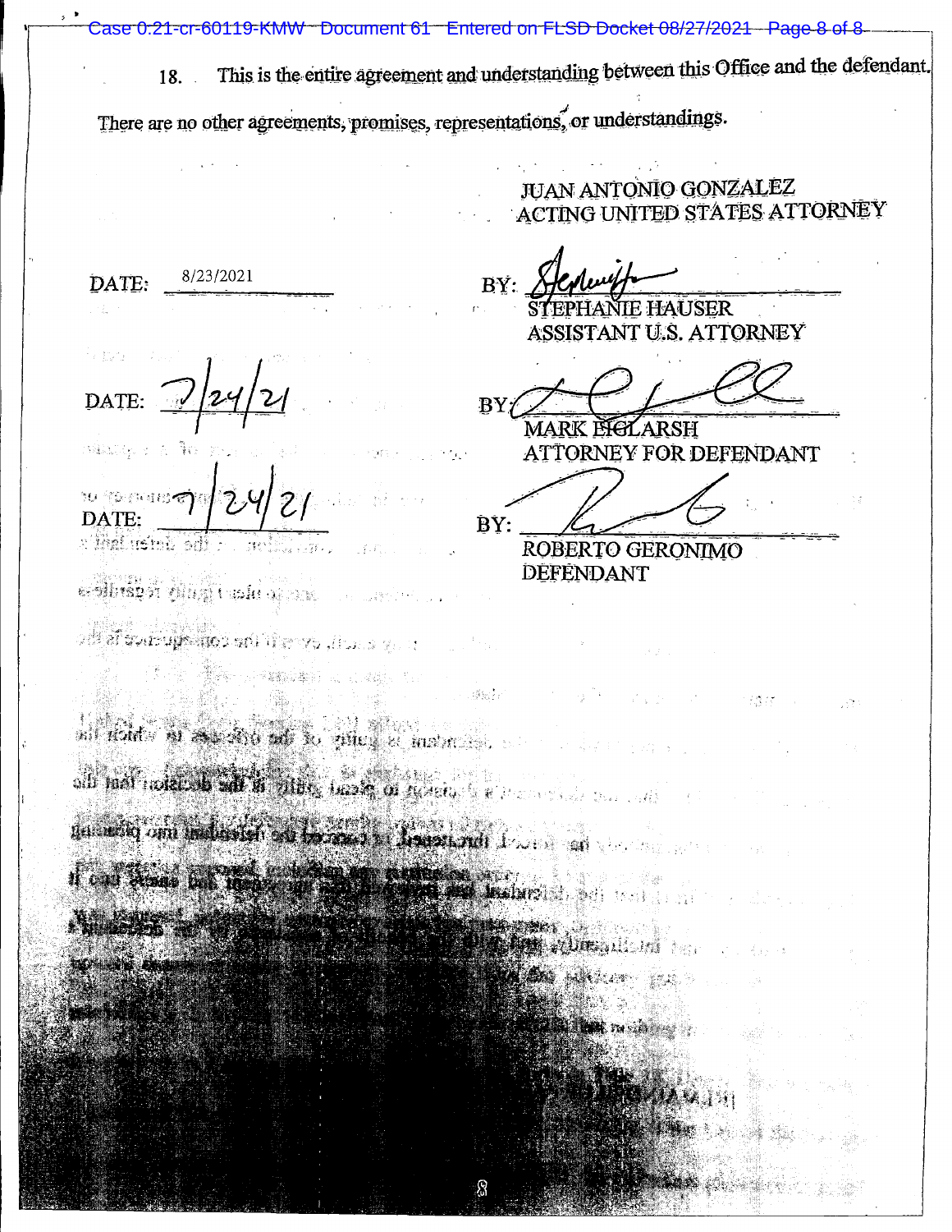18. This is the entire agreement and understanding between this Office and the defendant. There are no other agreements, promises, representations, or understandings.

JUAN ANTONIO GONZALEZ
ACTING UNITED STATES ATTORNEY

DATE: 8/23/2021

BY: ______________________
STEPHANIE HAUSER
ASSISTANT U.S. ATTORNEY

DATE: 7/24/21

BY: ______________________
MARK EIGLARSH
ATTORNEY FOR DEFENDANT

DATE: 7/24/21

BY: ______________________
ROBERTO GERONIMO
DEFENDANT